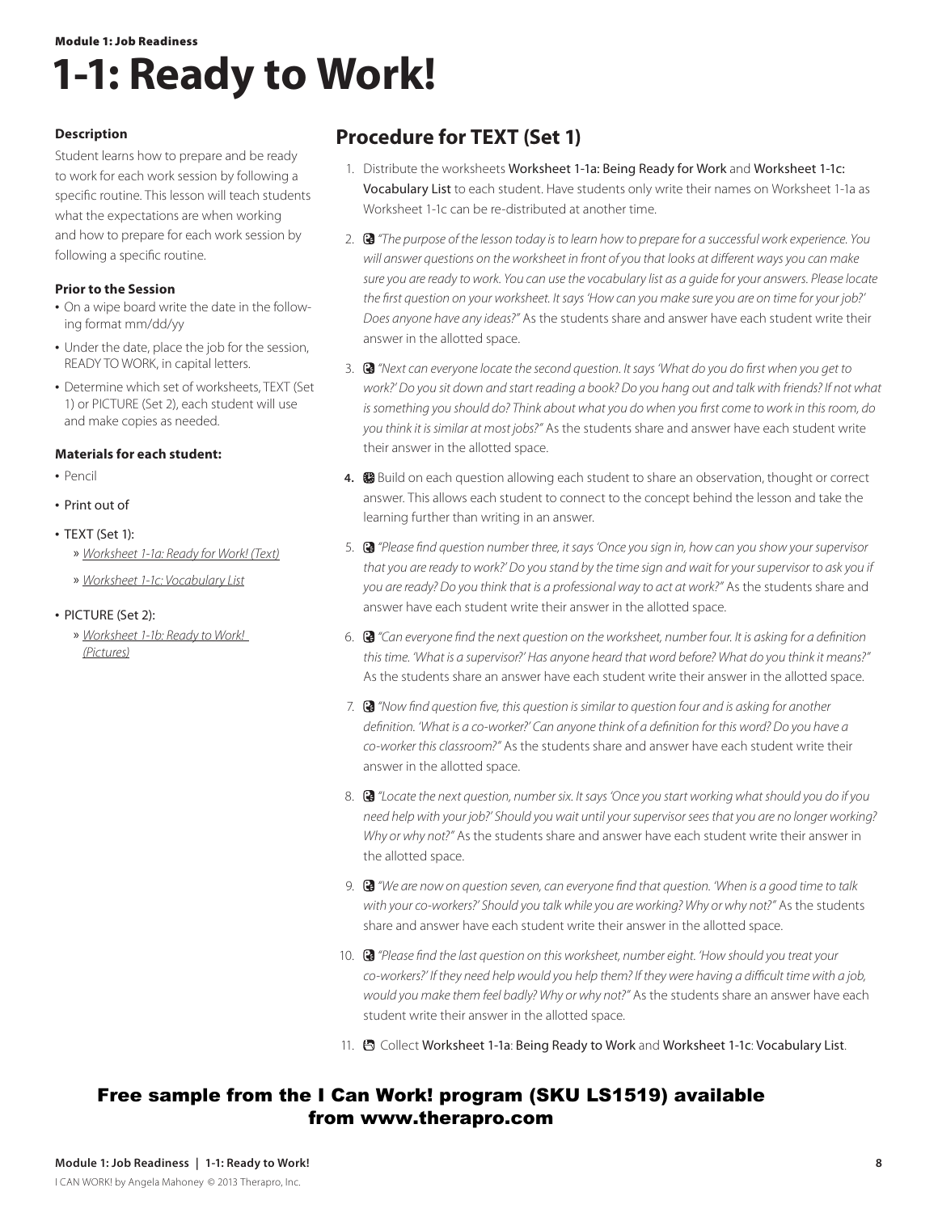Module 1: Job Readiness

# 1-1: Ready to Work!

### Description

Student learns how to prepare and be ready to work for each work session by following a specific routine. This lesson will teach students what the expectations are when working and how to prepare for each work session by following a specific routine.

### Prior to the Session

- On a wipe board write the date in the following format mm/dd/yy
- Under the date, place the job for the session, READY TO WORK, in capital letters.
- Determine which set of worksheets, TEXT (Set 1) or PICTURE (Set 2), each student will use and make copies as needed.

### Materials for each student:

- Pencil
- Print out of
- TEXT (Set 1):
  - » Worksheet 1-1a: Ready for Work! (Text)
  - » Worksheet 1-1c: Vocabulary List
- PICTURE (Set 2):
  - » Worksheet 1-1b: Ready to Work! (Pictures)

## Procedure for TEXT (Set 1)

1. Distribute the worksheets Worksheet 1-1a: Being Ready for Work and Worksheet 1-1c: Vocabulary List to each student. Have students only write their names on Worksheet 1-1a as Worksheet 1-1c can be re-distributed at another time.
2. *"The purpose of the lesson today is to learn how to prepare for a successful work experience. You will answer questions on the worksheet in front of you that looks at different ways you can make sure you are ready to work. You can use the vocabulary list as a guide for your answers. Please locate the first question on your worksheet. It says 'How can you make sure you are on time for your job?' Does anyone have any ideas?"* As the students share and answer have each student write their answer in the allotted space.
3. *"Next can everyone locate the second question. It says 'What do you do first when you get to work?' Do you sit down and start reading a book? Do you hang out and talk with friends? If not what is something you should do? Think about what you do when you first come to work in this room, do you think it is similar at most jobs?"* As the students share and answer have each student write their answer in the allotted space.
4. Build on each question allowing each student to share an observation, thought or correct answer. This allows each student to connect to the concept behind the lesson and take the learning further than writing in an answer.
5. *"Please find question number three, it says 'Once you sign in, how can you show your supervisor that you are ready to work?' Do you stand by the time sign and wait for your supervisor to ask you if you are ready? Do you think that is a professional way to act at work?"* As the students share and answer have each student write their answer in the allotted space.
6. *"Can everyone find the next question on the worksheet, number four. It is asking for a definition this time. 'What is a supervisor?' Has anyone heard that word before? What do you think it means?"* As the students share an answer have each student write their answer in the allotted space.
7. *"Now find question five, this question is similar to question four and is asking for another definition. 'What is a co-worker?' Can anyone think of a definition for this word? Do you have a co-worker this classroom?"* As the students share and answer have each student write their answer in the allotted space.
8. *"Locate the next question, number six. It says 'Once you start working what should you do if you need help with your job?' Should you wait until your supervisor sees that you are no longer working? Why or why not?"* As the students share and answer have each student write their answer in the allotted space.
9. *"We are now on question seven, can everyone find that question. 'When is a good time to talk with your co-workers?' Should you talk while you are working? Why or why not?"* As the students share and answer have each student write their answer in the allotted space.
10. *"Please find the last question on this worksheet, number eight. 'How should you treat your co-workers?' If they need help would you help them? If they were having a difficult time with a job, would you make them feel badly? Why or why not?"* As the students share an answer have each student write their answer in the allotted space.
11. Collect Worksheet 1-1a: Being Ready to Work and Worksheet 1-1c: Vocabulary List.

**Free sample from the I Can Work! program (SKU LS1519) available from www.therapro.com**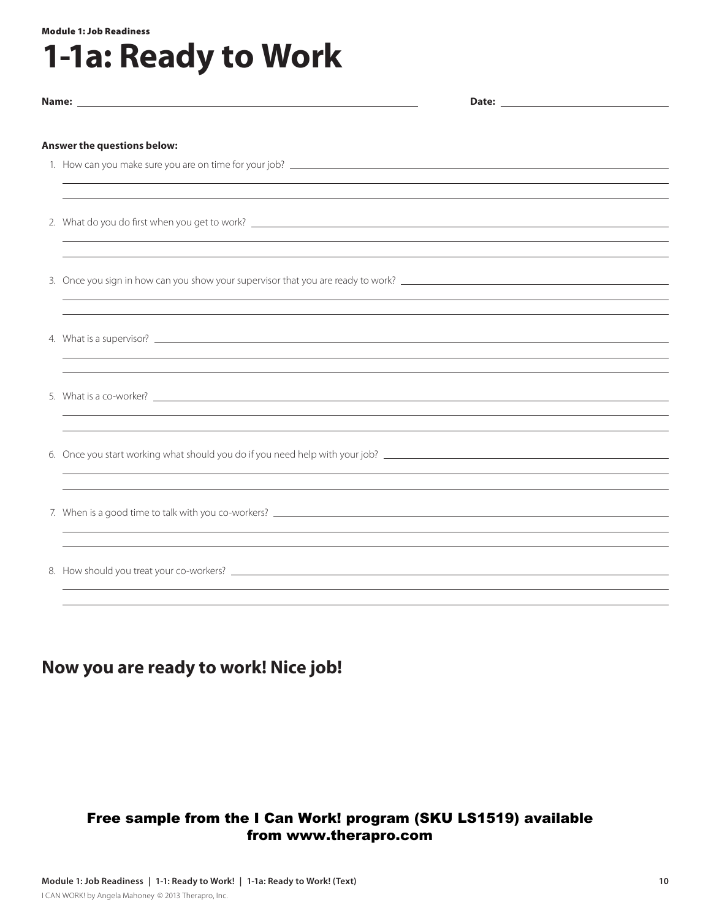Module 1: Job Readiness

# 1-1a: Ready to Work

**Name:** ______________________________ **Date:** ______________

**Answer the questions below:**

1. How can you make sure you are on time for your job? ______________________________
2. What do you do first when you get to work? ______________________________
3. Once you sign in how can you show your supervisor that you are ready to work? ______________________________
4. What is a supervisor? ______________________________
5. What is a co-worker? ______________________________
6. Once you start working what should you do if you need help with your job? ______________________________
7. When is a good time to talk with you co-workers? ______________________________
8. How should you treat your co-workers? ______________________________

## Now you are ready to work! Nice job!

**Free sample from the I Can Work! program (SKU LS1519) available from www.therapro.com**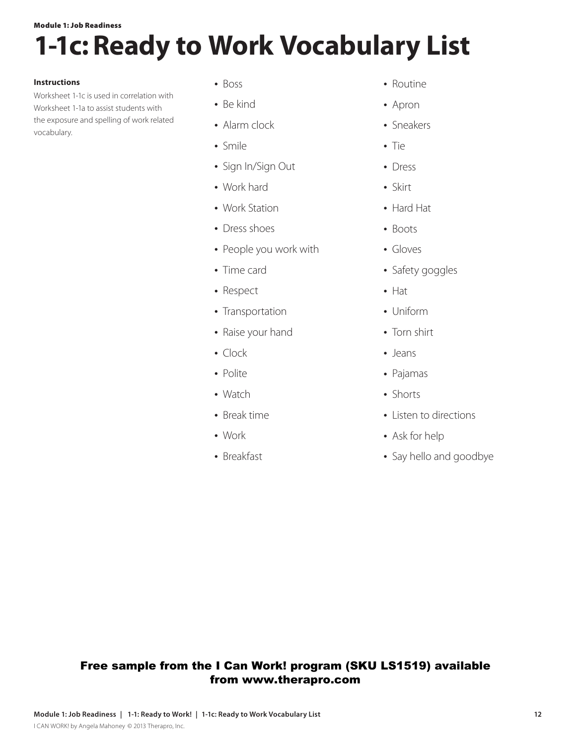**Module 1: Job Readiness**

# 1-1c: Ready to Work Vocabulary List

**Instructions**

Worksheet 1-1c is used in correlation with Worksheet 1-1a to assist students with the exposure and spelling of work related vocabulary.

- Boss
- Be kind
- Alarm clock
- Smile
- Sign In/Sign Out
- Work hard
- Work Station
- Dress shoes
- People you work with
- Time card
- Respect
- Transportation
- Raise your hand
- Clock
- Polite
- Watch
- Break time
- Work
- Breakfast
- Routine
- Apron
- Sneakers
- Tie
- Dress
- Skirt
- Hard Hat
- Boots
- Gloves
- Safety goggles
- Hat
- Uniform
- Torn shirt
- Jeans
- Pajamas
- Shorts
- Listen to directions
- Ask for help
- Say hello and goodbye

**Free sample from the I Can Work! program (SKU LS1519) available from www.therapro.com**